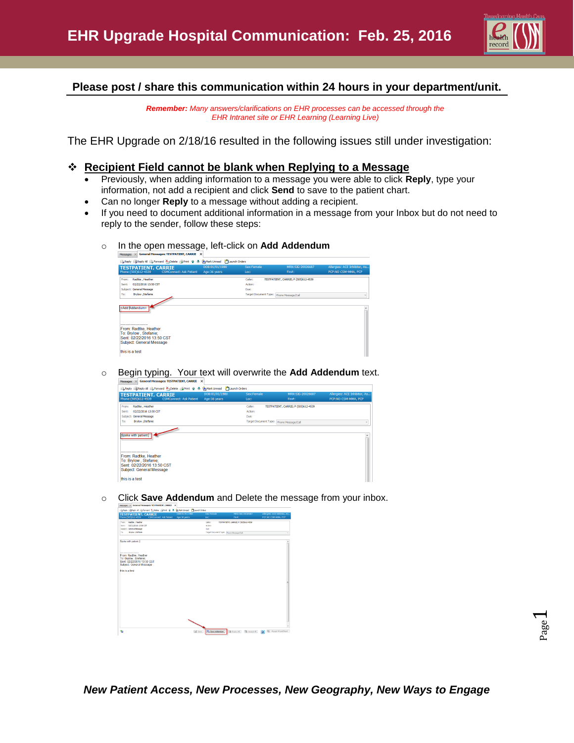# EHR Upgrade Hospital Communication: Feb. 25, 2016

**Please post / share this communication within 24 hours in your department/unit.**

***Remember:*** *Many answers/clarifications on EHR processes can be accessed through the EHR Intranet site or EHR Learning (Learning Live)*

The EHR Upgrade on 2/18/16 resulted in the following issues still under investigation:

## Recipient Field cannot be blank when Replying to a Message

- Previously, when adding information to a message you were able to click **Reply**, type your information, not add a recipient and click **Send** to save to the patient chart.
- Can no longer **Reply** to a message without adding a recipient.
- If you need to document additional information in a message from your Inbox but do not need to reply to the sender, follow these steps:
  - In the open message, left-click on **Add Addendum**
  - Begin typing. Your text will overwrite the **Add Addendum** text.
  - Click **Save Addendum** and Delete the message from your inbox.

***New Patient Access, New Processes, New Geography, New Ways to Engage***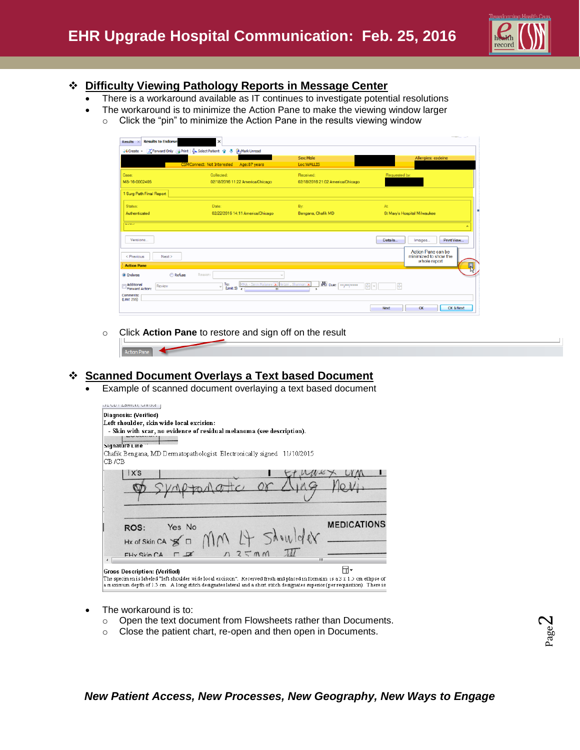## Difficulty Viewing Pathology Reports in Message Center

- There is a workaround available as IT continues to investigate potential resolutions
- The workaround is to minimize the Action Pane to make the viewing window larger
  - Click the "pin" to minimize the Action Pane in the results viewing window
  - Click **Action Pane** to restore and sign off on the result

## Scanned Document Overlays a Text based Document

- Example of scanned document overlaying a text based document
- The workaround is to:
  - Open the text document from Flowsheets rather than Documents.
  - Close the patient chart, re-open and then open in Documents.

***New Patient Access, New Processes, New Geography, New Ways to Engage***